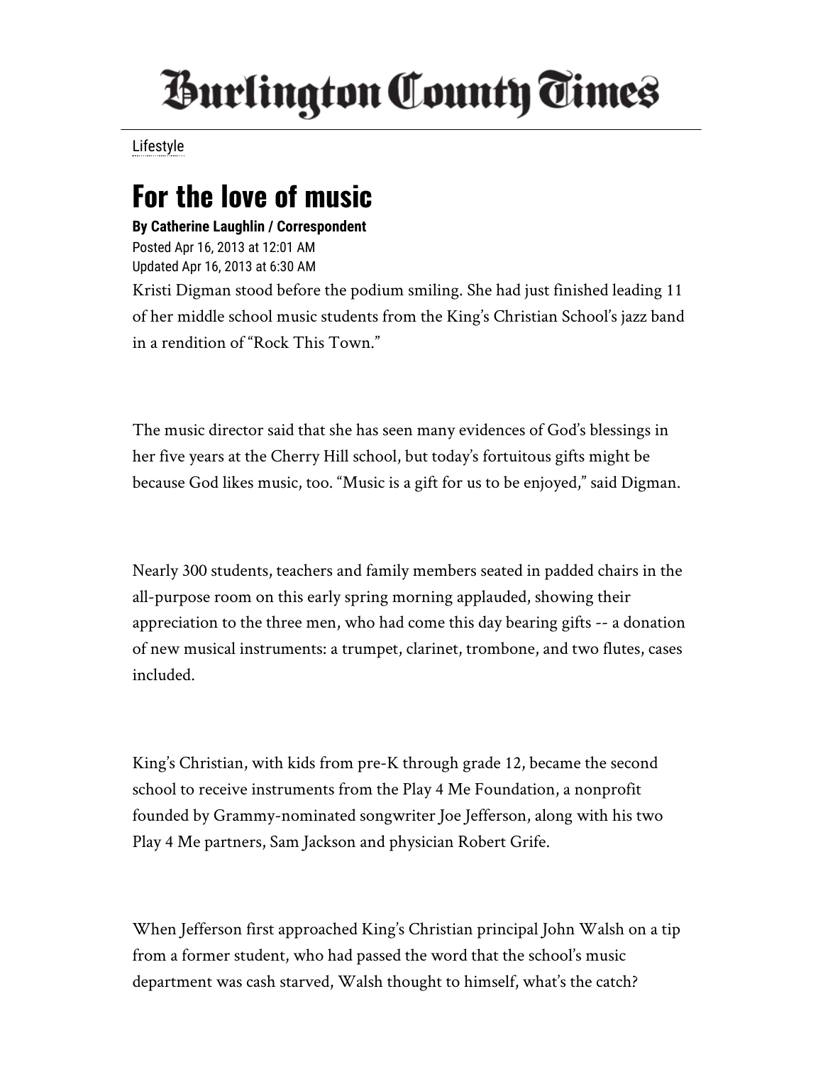# Burlington County Times

Lifestyle

## For the love of music

**By Catherine Laughlin / Correspondent**

Posted Apr 16, 2013 at 12:01 AM
Updated Apr 16, 2013 at 6:30 AM

Kristi Digman stood before the podium smiling. She had just finished leading 11 of her middle school music students from the King's Christian School's jazz band in a rendition of "Rock This Town."

The music director said that she has seen many evidences of God's blessings in her five years at the Cherry Hill school, but today's fortuitous gifts might be because God likes music, too. "Music is a gift for us to be enjoyed," said Digman.

Nearly 300 students, teachers and family members seated in padded chairs in the all-purpose room on this early spring morning applauded, showing their appreciation to the three men, who had come this day bearing gifts -- a donation of new musical instruments: a trumpet, clarinet, trombone, and two flutes, cases included.

King's Christian, with kids from pre-K through grade 12, became the second school to receive instruments from the Play 4 Me Foundation, a nonprofit founded by Grammy-nominated songwriter Joe Jefferson, along with his two Play 4 Me partners, Sam Jackson and physician Robert Grife.

When Jefferson first approached King's Christian principal John Walsh on a tip from a former student, who had passed the word that the school's music department was cash starved, Walsh thought to himself, what's the catch?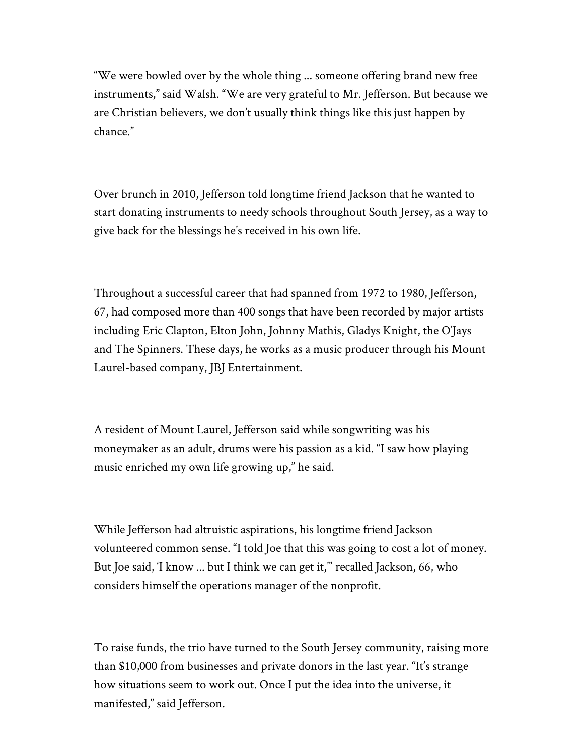"We were bowled over by the whole thing ... someone offering brand new free instruments," said Walsh. "We are very grateful to Mr. Jefferson. But because we are Christian believers, we don't usually think things like this just happen by chance."

Over brunch in 2010, Jefferson told longtime friend Jackson that he wanted to start donating instruments to needy schools throughout South Jersey, as a way to give back for the blessings he's received in his own life.

Throughout a successful career that had spanned from 1972 to 1980, Jefferson, 67, had composed more than 400 songs that have been recorded by major artists including Eric Clapton, Elton John, Johnny Mathis, Gladys Knight, the O'Jays and The Spinners. These days, he works as a music producer through his Mount Laurel-based company, JBJ Entertainment.

A resident of Mount Laurel, Jefferson said while songwriting was his moneymaker as an adult, drums were his passion as a kid. "I saw how playing music enriched my own life growing up," he said.

While Jefferson had altruistic aspirations, his longtime friend Jackson volunteered common sense. "I told Joe that this was going to cost a lot of money. But Joe said, 'I know ... but I think we can get it,'" recalled Jackson, 66, who considers himself the operations manager of the nonprofit.

To raise funds, the trio have turned to the South Jersey community, raising more than $10,000 from businesses and private donors in the last year. "It's strange how situations seem to work out. Once I put the idea into the universe, it manifested," said Jefferson.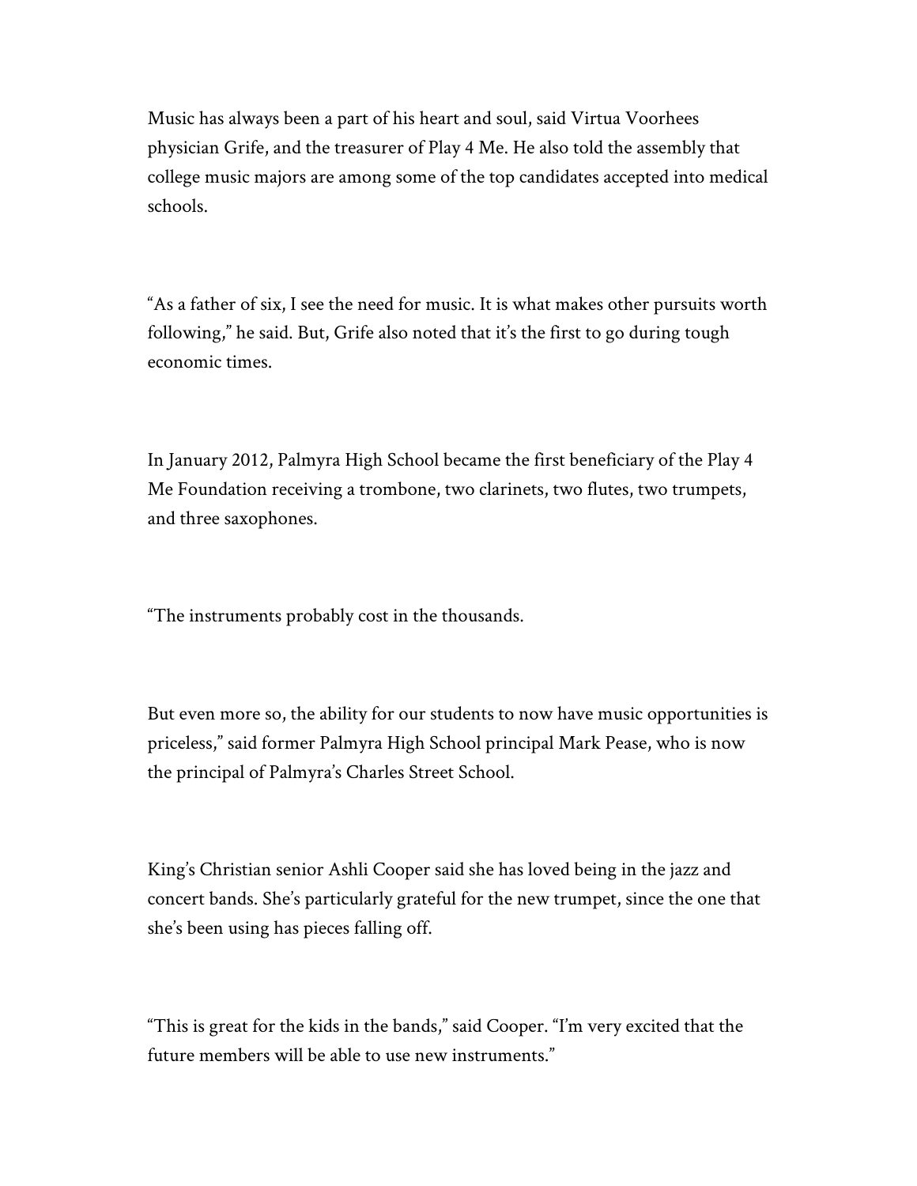Music has always been a part of his heart and soul, said Virtua Voorhees physician Grife, and the treasurer of Play 4 Me. He also told the assembly that college music majors are among some of the top candidates accepted into medical schools.

"As a father of six, I see the need for music. It is what makes other pursuits worth following," he said. But, Grife also noted that it's the first to go during tough economic times.

In January 2012, Palmyra High School became the first beneficiary of the Play 4 Me Foundation receiving a trombone, two clarinets, two flutes, two trumpets, and three saxophones.

"The instruments probably cost in the thousands.

But even more so, the ability for our students to now have music opportunities is priceless," said former Palmyra High School principal Mark Pease, who is now the principal of Palmyra's Charles Street School.

King's Christian senior Ashli Cooper said she has loved being in the jazz and concert bands. She's particularly grateful for the new trumpet, since the one that she's been using has pieces falling off.

"This is great for the kids in the bands," said Cooper. "I'm very excited that the future members will be able to use new instruments."